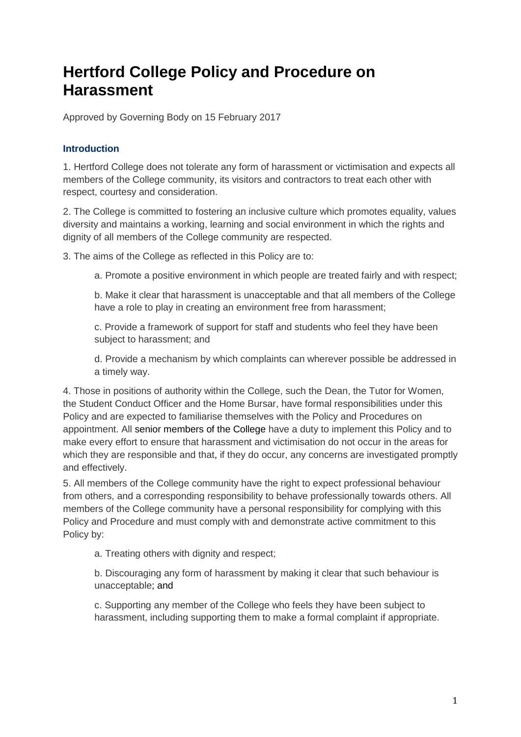# Hertford College Policy and Procedure on Harassment

Approved by Governing Body on 15 February 2017

### Introduction

1. Hertford College does not tolerate any form of harassment or victimisation and expects all members of the College community, its visitors and contractors to treat each other with respect, courtesy and consideration.

2. The College is committed to fostering an inclusive culture which promotes equality, values diversity and maintains a working, learning and social environment in which the rights and dignity of all members of the College community are respected.

3. The aims of the College as reflected in this Policy are to:

   a. Promote a positive environment in which people are treated fairly and with respect;

   b. Make it clear that harassment is unacceptable and that all members of the College have a role to play in creating an environment free from harassment;

   c. Provide a framework of support for staff and students who feel they have been subject to harassment; and

   d. Provide a mechanism by which complaints can wherever possible be addressed in a timely way.

4. Those in positions of authority within the College, such the Dean, the Tutor for Women, the Student Conduct Officer and the Home Bursar, have formal responsibilities under this Policy and are expected to familiarise themselves with the Policy and Procedures on appointment. All senior members of the College have a duty to implement this Policy and to make every effort to ensure that harassment and victimisation do not occur in the areas for which they are responsible and that, if they do occur, any concerns are investigated promptly and effectively.

5. All members of the College community have the right to expect professional behaviour from others, and a corresponding responsibility to behave professionally towards others. All members of the College community have a personal responsibility for complying with this Policy and Procedure and must comply with and demonstrate active commitment to this Policy by:

   a. Treating others with dignity and respect;

   b. Discouraging any form of harassment by making it clear that such behaviour is unacceptable; and

   c. Supporting any member of the College who feels they have been subject to harassment, including supporting them to make a formal complaint if appropriate.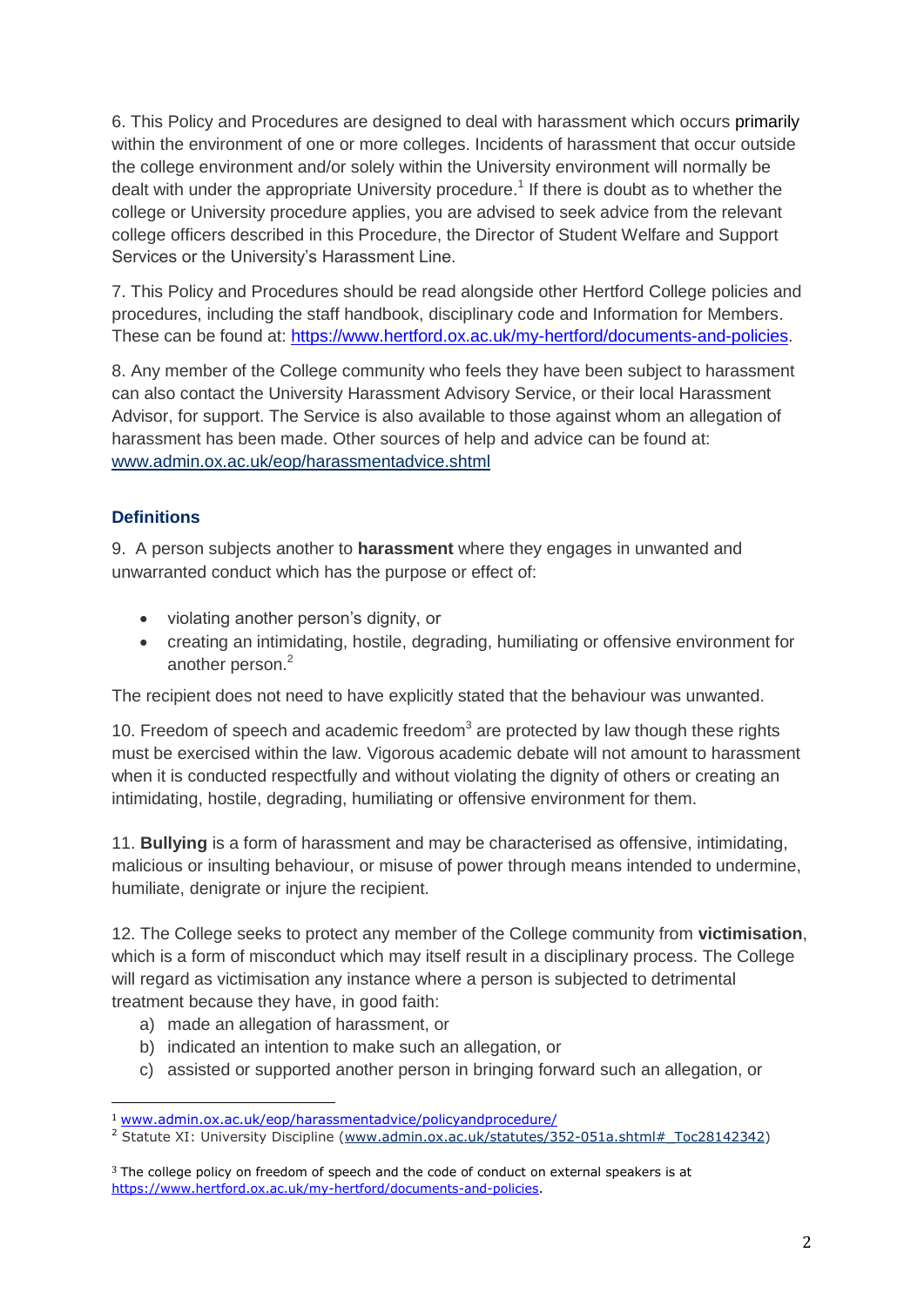6. This Policy and Procedures are designed to deal with harassment which occurs primarily within the environment of one or more colleges. Incidents of harassment that occur outside the college environment and/or solely within the University environment will normally be dealt with under the appropriate University procedure.[1] If there is doubt as to whether the college or University procedure applies, you are advised to seek advice from the relevant college officers described in this Procedure, the Director of Student Welfare and Support Services or the University's Harassment Line.

7. This Policy and Procedures should be read alongside other Hertford College policies and procedures, including the staff handbook, disciplinary code and Information for Members. These can be found at: https://www.hertford.ox.ac.uk/my-hertford/documents-and-policies.

8. Any member of the College community who feels they have been subject to harassment can also contact the University Harassment Advisory Service, or their local Harassment Advisor, for support. The Service is also available to those against whom an allegation of harassment has been made. Other sources of help and advice can be found at: www.admin.ox.ac.uk/eop/harassmentadvice.shtml

### Definitions

9. A person subjects another to **harassment** where they engages in unwanted and unwarranted conduct which has the purpose or effect of:

- violating another person's dignity, or
- creating an intimidating, hostile, degrading, humiliating or offensive environment for another person.[2]

The recipient does not need to have explicitly stated that the behaviour was unwanted.

10. Freedom of speech and academic freedom[3] are protected by law though these rights must be exercised within the law. Vigorous academic debate will not amount to harassment when it is conducted respectfully and without violating the dignity of others or creating an intimidating, hostile, degrading, humiliating or offensive environment for them.

11. **Bullying** is a form of harassment and may be characterised as offensive, intimidating, malicious or insulting behaviour, or misuse of power through means intended to undermine, humiliate, denigrate or injure the recipient.

12. The College seeks to protect any member of the College community from **victimisation**, which is a form of misconduct which may itself result in a disciplinary process. The College will regard as victimisation any instance where a person is subjected to detrimental treatment because they have, in good faith:

a) made an allegation of harassment, or
b) indicated an intention to make such an allegation, or
c) assisted or supported another person in bringing forward such an allegation, or

---

[1] www.admin.ox.ac.uk/eop/harassmentadvice/policyandprocedure/

[2] Statute XI: University Discipline (www.admin.ox.ac.uk/statutes/352-051a.shtml#_Toc28142342)

[3] The college policy on freedom of speech and the code of conduct on external speakers is at https://www.hertford.ox.ac.uk/my-hertford/documents-and-policies.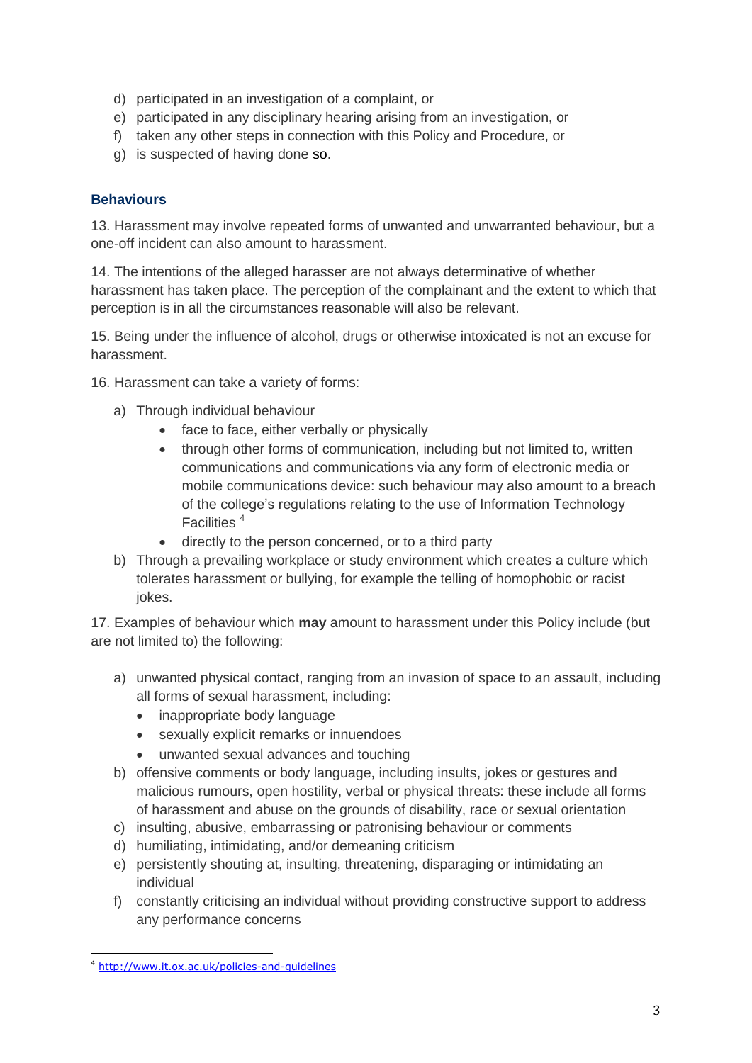d) participated in an investigation of a complaint, or
e) participated in any disciplinary hearing arising from an investigation, or
f) taken any other steps in connection with this Policy and Procedure, or
g) is suspected of having done so.

### Behaviours

13. Harassment may involve repeated forms of unwanted and unwarranted behaviour, but a one-off incident can also amount to harassment.

14. The intentions of the alleged harasser are not always determinative of whether harassment has taken place. The perception of the complainant and the extent to which that perception is in all the circumstances reasonable will also be relevant.

15. Being under the influence of alcohol, drugs or otherwise intoxicated is not an excuse for harassment.

16. Harassment can take a variety of forms:

a) Through individual behaviour
   - face to face, either verbally or physically
   - through other forms of communication, including but not limited to, written communications and communications via any form of electronic media or mobile communications device: such behaviour may also amount to a breach of the college's regulations relating to the use of Information Technology Facilities [4]
   - directly to the person concerned, or to a third party

b) Through a prevailing workplace or study environment which creates a culture which tolerates harassment or bullying, for example the telling of homophobic or racist jokes.

17. Examples of behaviour which **may** amount to harassment under this Policy include (but are not limited to) the following:

a) unwanted physical contact, ranging from an invasion of space to an assault, including all forms of sexual harassment, including:
   - inappropriate body language
   - sexually explicit remarks or innuendoes
   - unwanted sexual advances and touching

b) offensive comments or body language, including insults, jokes or gestures and malicious rumours, open hostility, verbal or physical threats: these include all forms of harassment and abuse on the grounds of disability, race or sexual orientation
c) insulting, abusive, embarrassing or patronising behaviour or comments
d) humiliating, intimidating, and/or demeaning criticism
e) persistently shouting at, insulting, threatening, disparaging or intimidating an individual
f) constantly criticising an individual without providing constructive support to address any performance concerns

---

[4] http://www.it.ox.ac.uk/policies-and-guidelines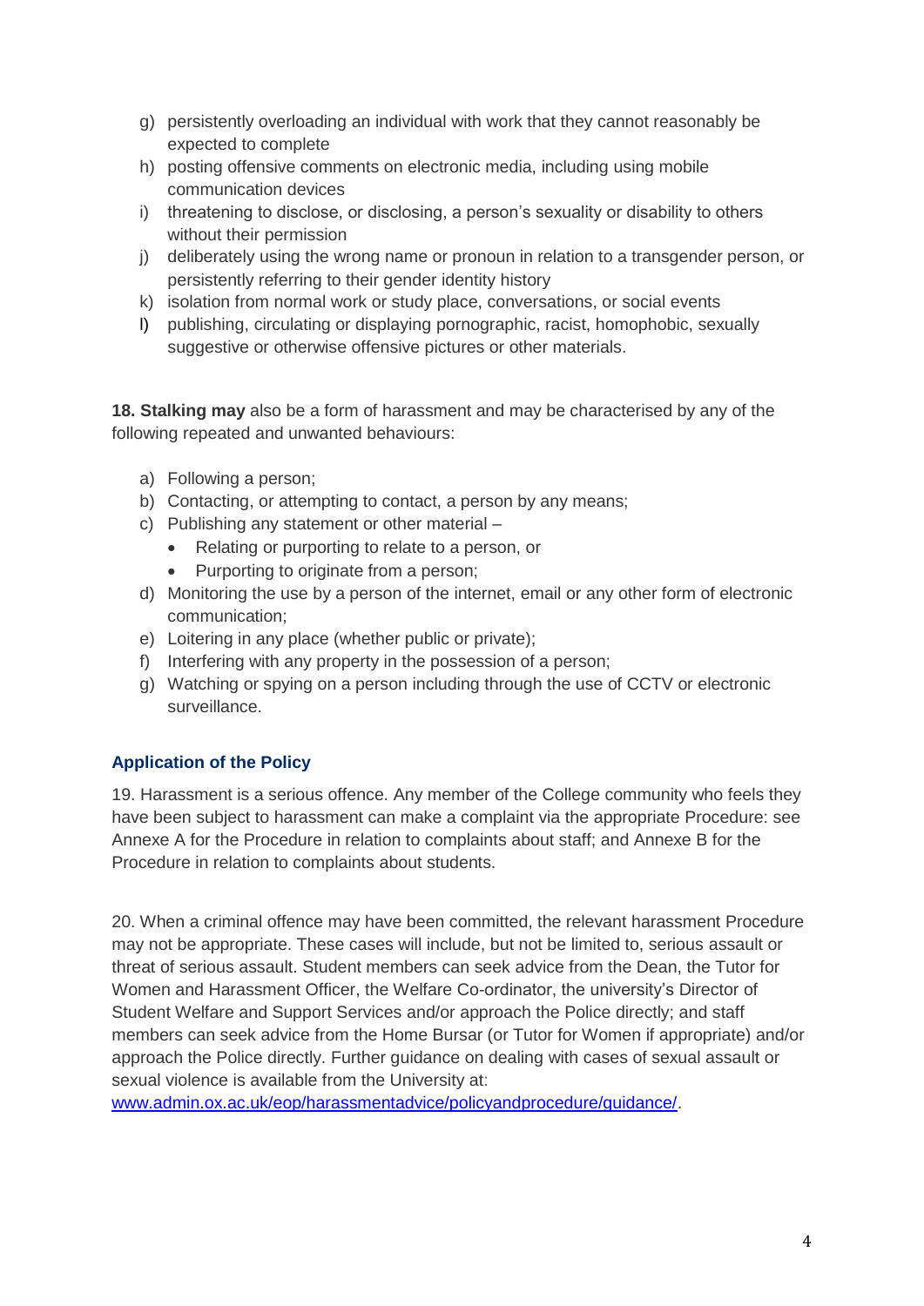g) persistently overloading an individual with work that they cannot reasonably be expected to complete
h) posting offensive comments on electronic media, including using mobile communication devices
i) threatening to disclose, or disclosing, a person's sexuality or disability to others without their permission
j) deliberately using the wrong name or pronoun in relation to a transgender person, or persistently referring to their gender identity history
k) isolation from normal work or study place, conversations, or social events
l) publishing, circulating or displaying pornographic, racist, homophobic, sexually suggestive or otherwise offensive pictures or other materials.

**18. Stalking may** also be a form of harassment and may be characterised by any of the following repeated and unwanted behaviours:

a) Following a person;
b) Contacting, or attempting to contact, a person by any means;
c) Publishing any statement or other material –
    - Relating or purporting to relate to a person, or
    - Purporting to originate from a person;
d) Monitoring the use by a person of the internet, email or any other form of electronic communication;
e) Loitering in any place (whether public or private);
f) Interfering with any property in the possession of a person;
g) Watching or spying on a person including through the use of CCTV or electronic surveillance.

### Application of the Policy

19. Harassment is a serious offence. Any member of the College community who feels they have been subject to harassment can make a complaint via the appropriate Procedure: see Annexe A for the Procedure in relation to complaints about staff; and Annexe B for the Procedure in relation to complaints about students.

20. When a criminal offence may have been committed, the relevant harassment Procedure may not be appropriate. These cases will include, but not be limited to, serious assault or threat of serious assault. Student members can seek advice from the Dean, the Tutor for Women and Harassment Officer, the Welfare Co-ordinator, the university's Director of Student Welfare and Support Services and/or approach the Police directly; and staff members can seek advice from the Home Bursar (or Tutor for Women if appropriate) and/or approach the Police directly. Further guidance on dealing with cases of sexual assault or sexual violence is available from the University at: www.admin.ox.ac.uk/eop/harassmentadvice/policyandprocedure/guidance/.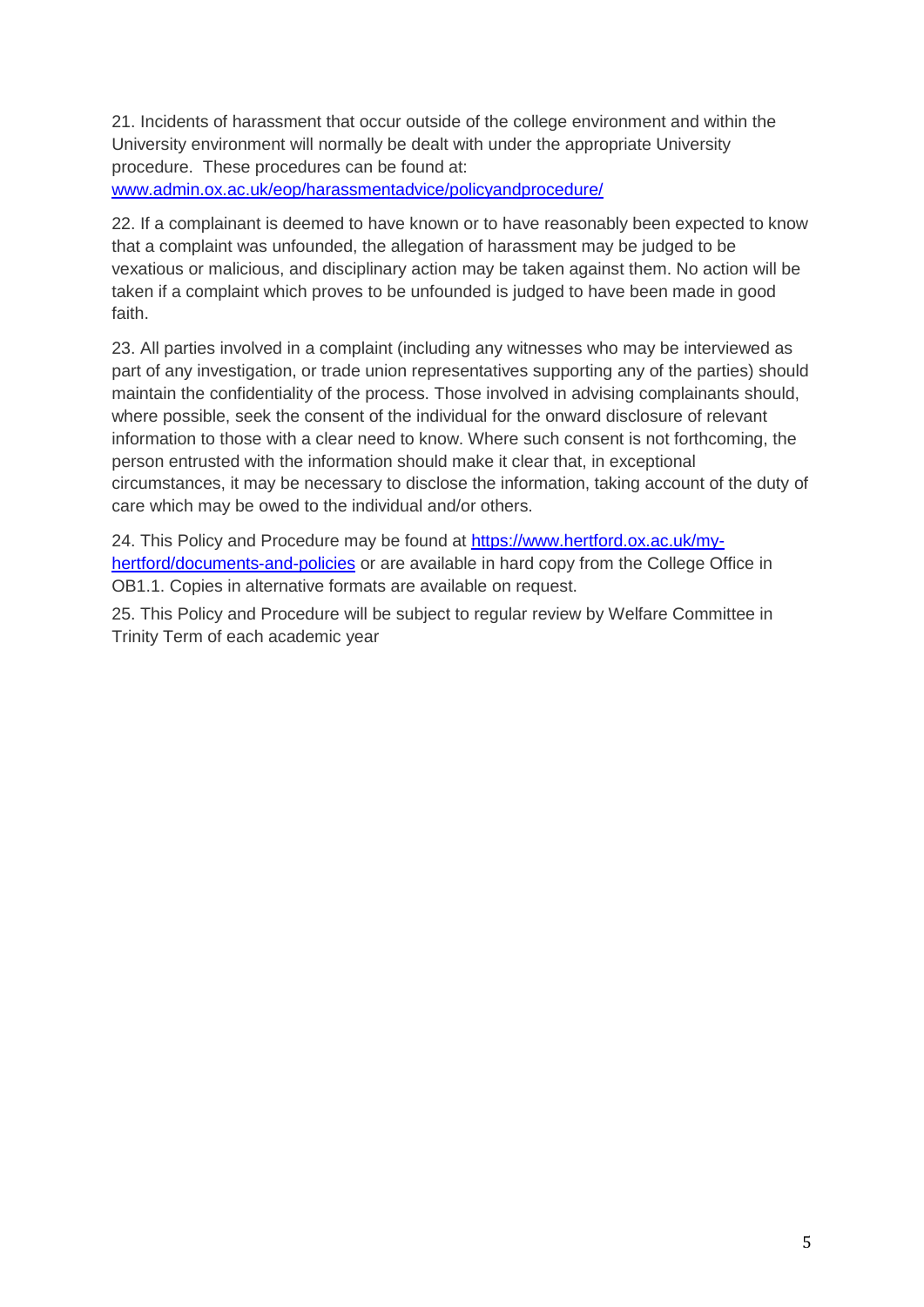21. Incidents of harassment that occur outside of the college environment and within the University environment will normally be dealt with under the appropriate University procedure. These procedures can be found at: [www.admin.ox.ac.uk/eop/harassmentadvice/policyandprocedure/](http://www.admin.ox.ac.uk/eop/harassmentadvice/policyandprocedure/)

22. If a complainant is deemed to have known or to have reasonably been expected to know that a complaint was unfounded, the allegation of harassment may be judged to be vexatious or malicious, and disciplinary action may be taken against them. No action will be taken if a complaint which proves to be unfounded is judged to have been made in good faith.

23. All parties involved in a complaint (including any witnesses who may be interviewed as part of any investigation, or trade union representatives supporting any of the parties) should maintain the confidentiality of the process. Those involved in advising complainants should, where possible, seek the consent of the individual for the onward disclosure of relevant information to those with a clear need to know. Where such consent is not forthcoming, the person entrusted with the information should make it clear that, in exceptional circumstances, it may be necessary to disclose the information, taking account of the duty of care which may be owed to the individual and/or others.

24. This Policy and Procedure may be found at [https://www.hertford.ox.ac.uk/my-hertford/documents-and-policies](https://www.hertford.ox.ac.uk/my-hertford/documents-and-policies) or are available in hard copy from the College Office in OB1.1. Copies in alternative formats are available on request.

25. This Policy and Procedure will be subject to regular review by Welfare Committee in Trinity Term of each academic year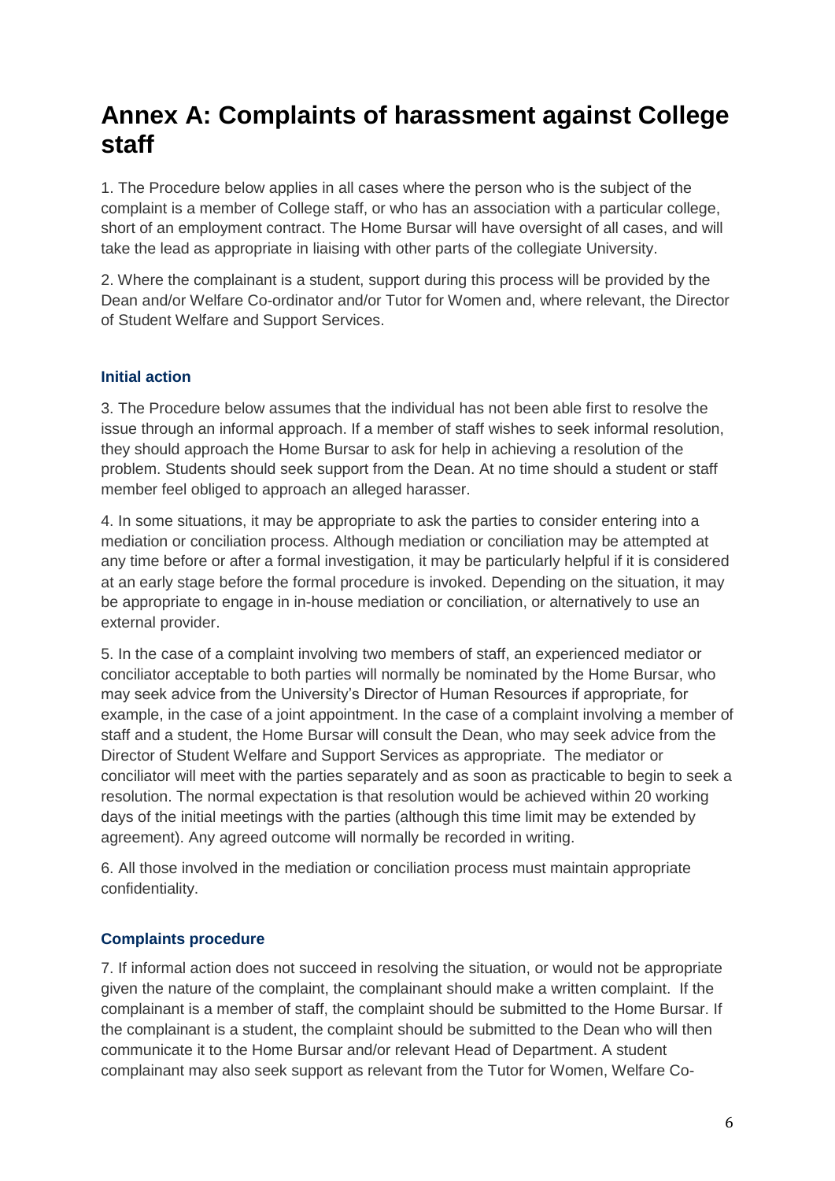# Annex A: Complaints of harassment against College staff

1. The Procedure below applies in all cases where the person who is the subject of the complaint is a member of College staff, or who has an association with a particular college, short of an employment contract. The Home Bursar will have oversight of all cases, and will take the lead as appropriate in liaising with other parts of the collegiate University.

2. Where the complainant is a student, support during this process will be provided by the Dean and/or Welfare Co-ordinator and/or Tutor for Women and, where relevant, the Director of Student Welfare and Support Services.

### Initial action

3. The Procedure below assumes that the individual has not been able first to resolve the issue through an informal approach. If a member of staff wishes to seek informal resolution, they should approach the Home Bursar to ask for help in achieving a resolution of the problem. Students should seek support from the Dean. At no time should a student or staff member feel obliged to approach an alleged harasser.

4. In some situations, it may be appropriate to ask the parties to consider entering into a mediation or conciliation process. Although mediation or conciliation may be attempted at any time before or after a formal investigation, it may be particularly helpful if it is considered at an early stage before the formal procedure is invoked. Depending on the situation, it may be appropriate to engage in in-house mediation or conciliation, or alternatively to use an external provider.

5. In the case of a complaint involving two members of staff, an experienced mediator or conciliator acceptable to both parties will normally be nominated by the Home Bursar, who may seek advice from the University's Director of Human Resources if appropriate, for example, in the case of a joint appointment. In the case of a complaint involving a member of staff and a student, the Home Bursar will consult the Dean, who may seek advice from the Director of Student Welfare and Support Services as appropriate. The mediator or conciliator will meet with the parties separately and as soon as practicable to begin to seek a resolution. The normal expectation is that resolution would be achieved within 20 working days of the initial meetings with the parties (although this time limit may be extended by agreement). Any agreed outcome will normally be recorded in writing.

6. All those involved in the mediation or conciliation process must maintain appropriate confidentiality.

### Complaints procedure

7. If informal action does not succeed in resolving the situation, or would not be appropriate given the nature of the complaint, the complainant should make a written complaint. If the complainant is a member of staff, the complaint should be submitted to the Home Bursar. If the complainant is a student, the complaint should be submitted to the Dean who will then communicate it to the Home Bursar and/or relevant Head of Department. A student complainant may also seek support as relevant from the Tutor for Women, Welfare Co-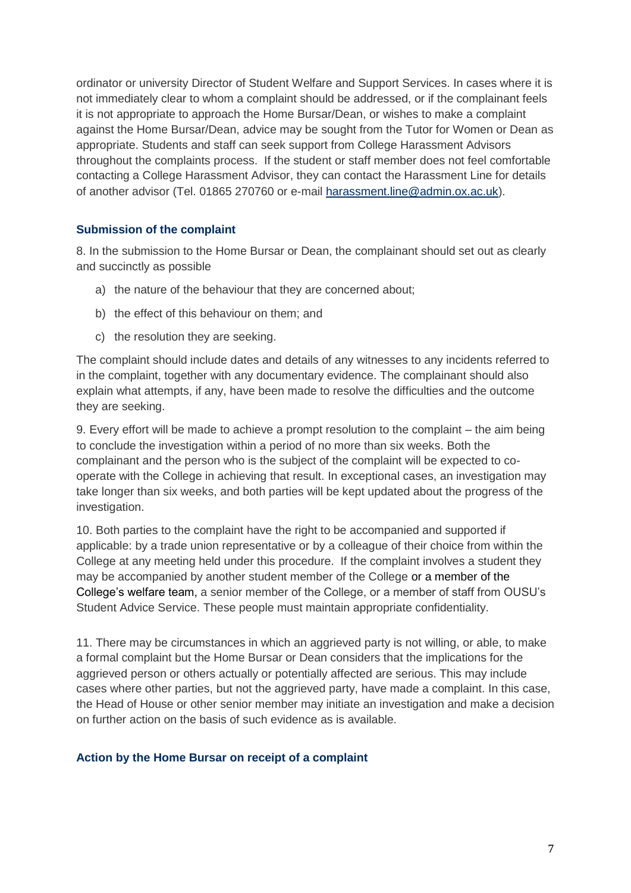ordinator or university Director of Student Welfare and Support Services. In cases where it is not immediately clear to whom a complaint should be addressed, or if the complainant feels it is not appropriate to approach the Home Bursar/Dean, or wishes to make a complaint against the Home Bursar/Dean, advice may be sought from the Tutor for Women or Dean as appropriate. Students and staff can seek support from College Harassment Advisors throughout the complaints process. If the student or staff member does not feel comfortable contacting a College Harassment Advisor, they can contact the Harassment Line for details of another advisor (Tel. 01865 270760 or e-mail harassment.line@admin.ox.ac.uk).

### Submission of the complaint

8. In the submission to the Home Bursar or Dean, the complainant should set out as clearly and succinctly as possible

a) the nature of the behaviour that they are concerned about;

b) the effect of this behaviour on them; and

c) the resolution they are seeking.

The complaint should include dates and details of any witnesses to any incidents referred to in the complaint, together with any documentary evidence. The complainant should also explain what attempts, if any, have been made to resolve the difficulties and the outcome they are seeking.

9. Every effort will be made to achieve a prompt resolution to the complaint – the aim being to conclude the investigation within a period of no more than six weeks. Both the complainant and the person who is the subject of the complaint will be expected to co-operate with the College in achieving that result. In exceptional cases, an investigation may take longer than six weeks, and both parties will be kept updated about the progress of the investigation.

10. Both parties to the complaint have the right to be accompanied and supported if applicable: by a trade union representative or by a colleague of their choice from within the College at any meeting held under this procedure. If the complaint involves a student they may be accompanied by another student member of the College or a member of the College's welfare team, a senior member of the College, or a member of staff from OUSU's Student Advice Service. These people must maintain appropriate confidentiality.

11. There may be circumstances in which an aggrieved party is not willing, or able, to make a formal complaint but the Home Bursar or Dean considers that the implications for the aggrieved person or others actually or potentially affected are serious. This may include cases where other parties, but not the aggrieved party, have made a complaint. In this case, the Head of House or other senior member may initiate an investigation and make a decision on further action on the basis of such evidence as is available.

### Action by the Home Bursar on receipt of a complaint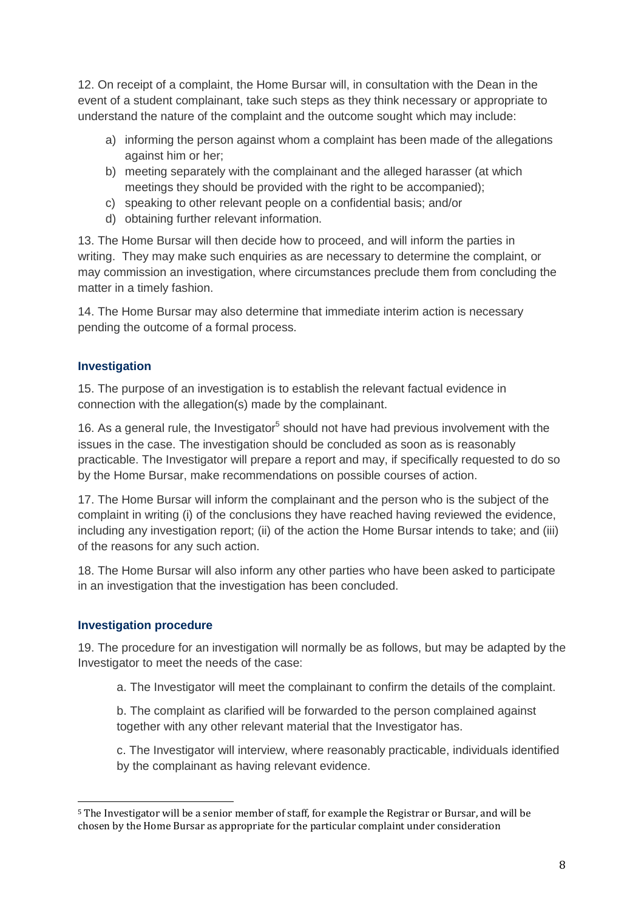12. On receipt of a complaint, the Home Bursar will, in consultation with the Dean in the event of a student complainant, take such steps as they think necessary or appropriate to understand the nature of the complaint and the outcome sought which may include:

a) informing the person against whom a complaint has been made of the allegations against him or her;
b) meeting separately with the complainant and the alleged harasser (at which meetings they should be provided with the right to be accompanied);
c) speaking to other relevant people on a confidential basis; and/or
d) obtaining further relevant information.

13. The Home Bursar will then decide how to proceed, and will inform the parties in writing. They may make such enquiries as are necessary to determine the complaint, or may commission an investigation, where circumstances preclude them from concluding the matter in a timely fashion.

14. The Home Bursar may also determine that immediate interim action is necessary pending the outcome of a formal process.

### Investigation

15. The purpose of an investigation is to establish the relevant factual evidence in connection with the allegation(s) made by the complainant.

16. As a general rule, the Investigator[5] should not have had previous involvement with the issues in the case. The investigation should be concluded as soon as is reasonably practicable. The Investigator will prepare a report and may, if specifically requested to do so by the Home Bursar, make recommendations on possible courses of action.

17. The Home Bursar will inform the complainant and the person who is the subject of the complaint in writing (i) of the conclusions they have reached having reviewed the evidence, including any investigation report; (ii) of the action the Home Bursar intends to take; and (iii) of the reasons for any such action.

18. The Home Bursar will also inform any other parties who have been asked to participate in an investigation that the investigation has been concluded.

### Investigation procedure

19. The procedure for an investigation will normally be as follows, but may be adapted by the Investigator to meet the needs of the case:

a. The Investigator will meet the complainant to confirm the details of the complaint.

b. The complaint as clarified will be forwarded to the person complained against together with any other relevant material that the Investigator has.

c. The Investigator will interview, where reasonably practicable, individuals identified by the complainant as having relevant evidence.

---

[5] The Investigator will be a senior member of staff, for example the Registrar or Bursar, and will be chosen by the Home Bursar as appropriate for the particular complaint under consideration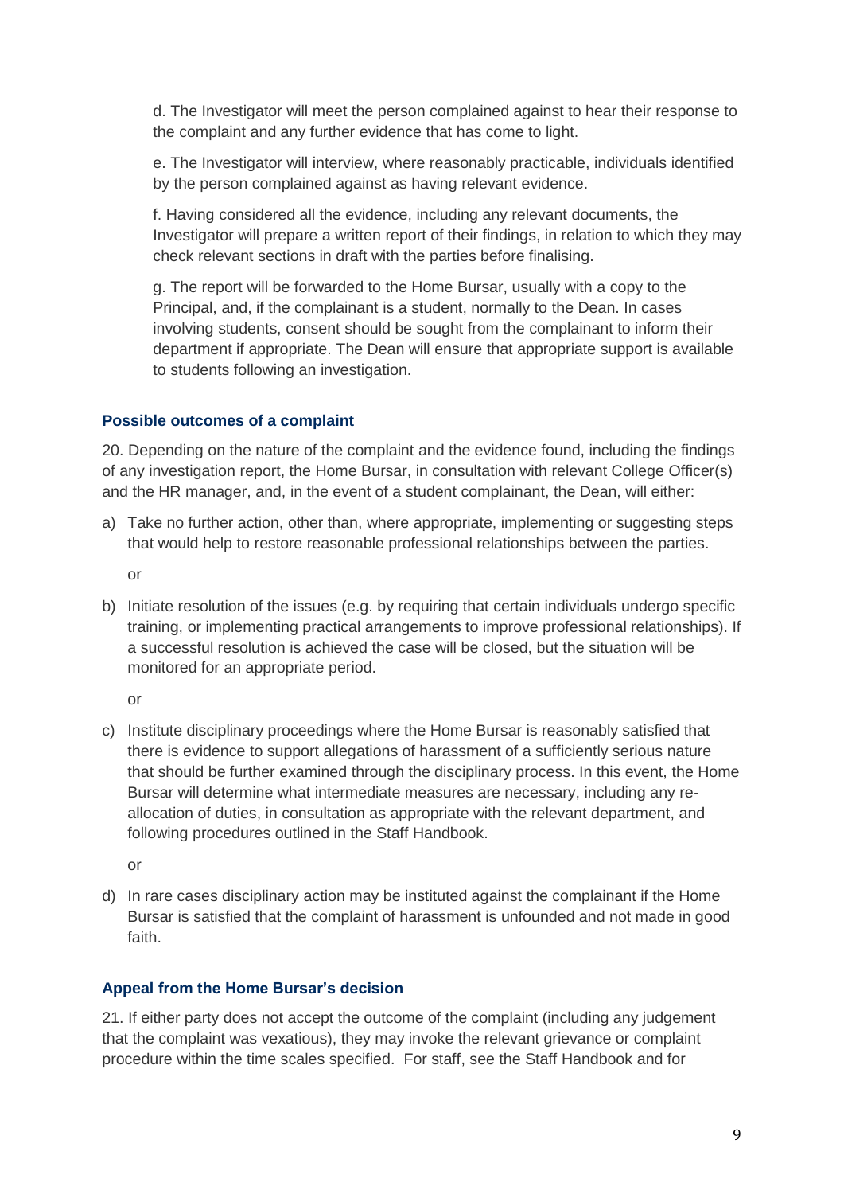d. The Investigator will meet the person complained against to hear their response to the complaint and any further evidence that has come to light.

e. The Investigator will interview, where reasonably practicable, individuals identified by the person complained against as having relevant evidence.

f. Having considered all the evidence, including any relevant documents, the Investigator will prepare a written report of their findings, in relation to which they may check relevant sections in draft with the parties before finalising.

g. The report will be forwarded to the Home Bursar, usually with a copy to the Principal, and, if the complainant is a student, normally to the Dean. In cases involving students, consent should be sought from the complainant to inform their department if appropriate. The Dean will ensure that appropriate support is available to students following an investigation.

### Possible outcomes of a complaint

20. Depending on the nature of the complaint and the evidence found, including the findings of any investigation report, the Home Bursar, in consultation with relevant College Officer(s) and the HR manager, and, in the event of a student complainant, the Dean, will either:

a) Take no further action, other than, where appropriate, implementing or suggesting steps that would help to restore reasonable professional relationships between the parties.

   or

b) Initiate resolution of the issues (e.g. by requiring that certain individuals undergo specific training, or implementing practical arrangements to improve professional relationships). If a successful resolution is achieved the case will be closed, but the situation will be monitored for an appropriate period.

   or

c) Institute disciplinary proceedings where the Home Bursar is reasonably satisfied that there is evidence to support allegations of harassment of a sufficiently serious nature that should be further examined through the disciplinary process. In this event, the Home Bursar will determine what intermediate measures are necessary, including any re-allocation of duties, in consultation as appropriate with the relevant department, and following procedures outlined in the Staff Handbook.

   or

d) In rare cases disciplinary action may be instituted against the complainant if the Home Bursar is satisfied that the complaint of harassment is unfounded and not made in good faith.

### Appeal from the Home Bursar's decision

21. If either party does not accept the outcome of the complaint (including any judgement that the complaint was vexatious), they may invoke the relevant grievance or complaint procedure within the time scales specified. For staff, see the Staff Handbook and for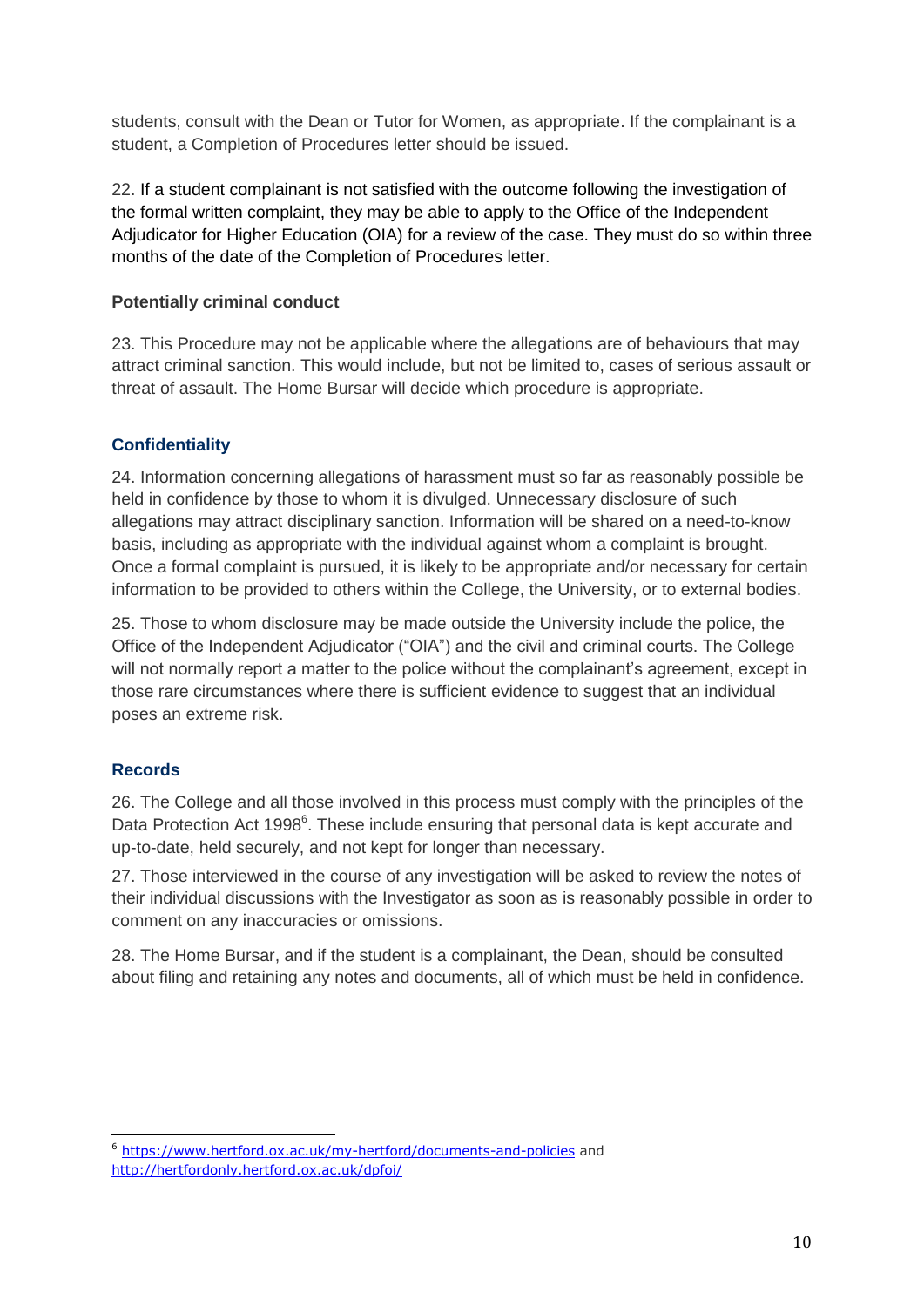students, consult with the Dean or Tutor for Women, as appropriate. If the complainant is a student, a Completion of Procedures letter should be issued.

22. If a student complainant is not satisfied with the outcome following the investigation of the formal written complaint, they may be able to apply to the Office of the Independent Adjudicator for Higher Education (OIA) for a review of the case. They must do so within three months of the date of the Completion of Procedures letter.

**Potentially criminal conduct**

23. This Procedure may not be applicable where the allegations are of behaviours that may attract criminal sanction. This would include, but not be limited to, cases of serious assault or threat of assault. The Home Bursar will decide which procedure is appropriate.

### Confidentiality

24. Information concerning allegations of harassment must so far as reasonably possible be held in confidence by those to whom it is divulged. Unnecessary disclosure of such allegations may attract disciplinary sanction. Information will be shared on a need-to-know basis, including as appropriate with the individual against whom a complaint is brought. Once a formal complaint is pursued, it is likely to be appropriate and/or necessary for certain information to be provided to others within the College, the University, or to external bodies.

25. Those to whom disclosure may be made outside the University include the police, the Office of the Independent Adjudicator ("OIA") and the civil and criminal courts. The College will not normally report a matter to the police without the complainant's agreement, except in those rare circumstances where there is sufficient evidence to suggest that an individual poses an extreme risk.

### Records

26. The College and all those involved in this process must comply with the principles of the Data Protection Act 1998[6]. These include ensuring that personal data is kept accurate and up-to-date, held securely, and not kept for longer than necessary.

27. Those interviewed in the course of any investigation will be asked to review the notes of their individual discussions with the Investigator as soon as is reasonably possible in order to comment on any inaccuracies or omissions.

28. The Home Bursar, and if the student is a complainant, the Dean, should be consulted about filing and retaining any notes and documents, all of which must be held in confidence.

---

[6] https://www.hertford.ox.ac.uk/my-hertford/documents-and-policies and http://hertfordonly.hertford.ox.ac.uk/dpfoi/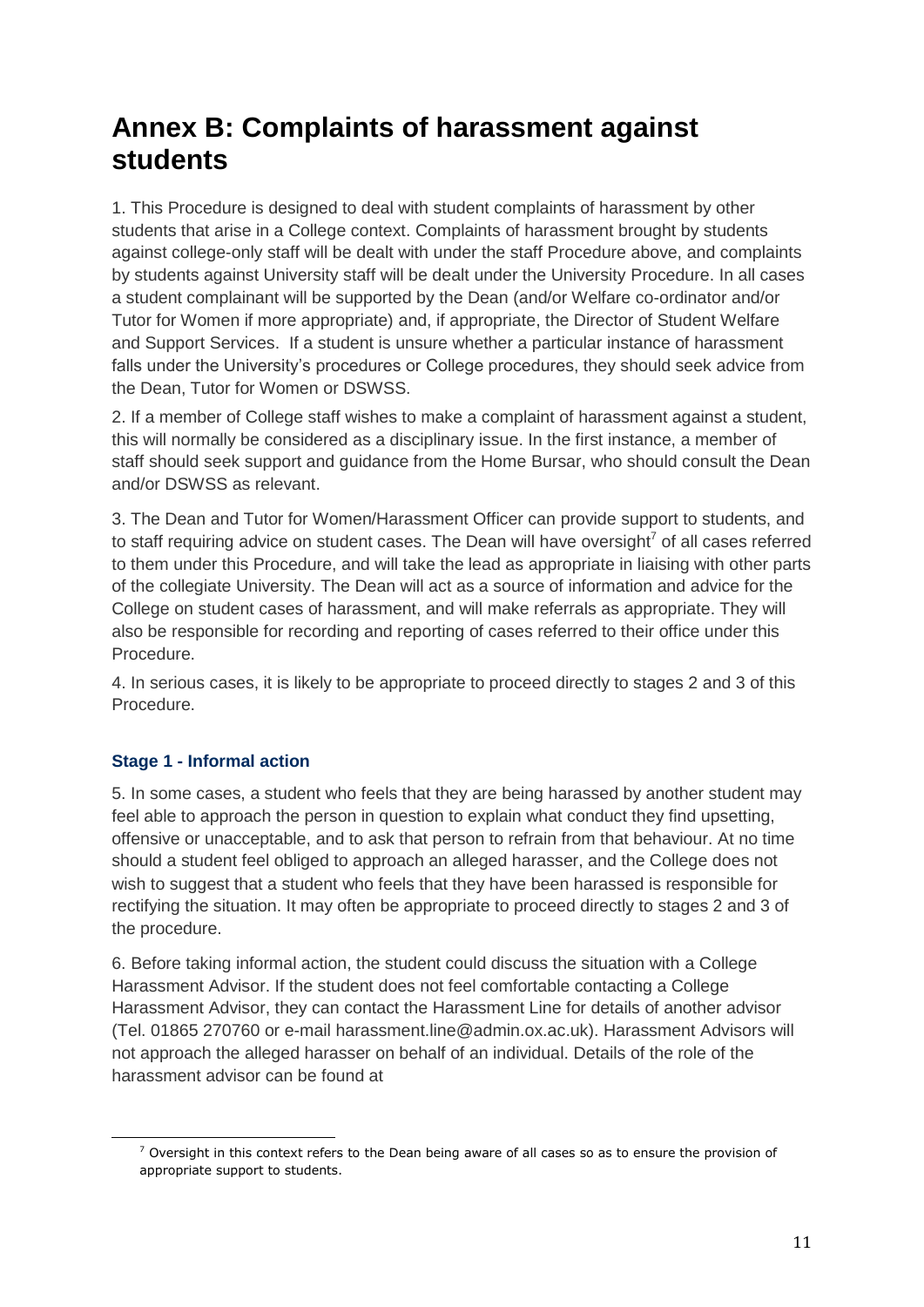# Annex B: Complaints of harassment against students

1. This Procedure is designed to deal with student complaints of harassment by other students that arise in a College context. Complaints of harassment brought by students against college-only staff will be dealt with under the staff Procedure above, and complaints by students against University staff will be dealt under the University Procedure. In all cases a student complainant will be supported by the Dean (and/or Welfare co-ordinator and/or Tutor for Women if more appropriate) and, if appropriate, the Director of Student Welfare and Support Services. If a student is unsure whether a particular instance of harassment falls under the University's procedures or College procedures, they should seek advice from the Dean, Tutor for Women or DSWSS.

2. If a member of College staff wishes to make a complaint of harassment against a student, this will normally be considered as a disciplinary issue. In the first instance, a member of staff should seek support and guidance from the Home Bursar, who should consult the Dean and/or DSWSS as relevant.

3. The Dean and Tutor for Women/Harassment Officer can provide support to students, and to staff requiring advice on student cases. The Dean will have oversight[7] of all cases referred to them under this Procedure, and will take the lead as appropriate in liaising with other parts of the collegiate University. The Dean will act as a source of information and advice for the College on student cases of harassment, and will make referrals as appropriate. They will also be responsible for recording and reporting of cases referred to their office under this Procedure.

4. In serious cases, it is likely to be appropriate to proceed directly to stages 2 and 3 of this Procedure.

### Stage 1 - Informal action

5. In some cases, a student who feels that they are being harassed by another student may feel able to approach the person in question to explain what conduct they find upsetting, offensive or unacceptable, and to ask that person to refrain from that behaviour. At no time should a student feel obliged to approach an alleged harasser, and the College does not wish to suggest that a student who feels that they have been harassed is responsible for rectifying the situation. It may often be appropriate to proceed directly to stages 2 and 3 of the procedure.

6. Before taking informal action, the student could discuss the situation with a College Harassment Advisor. If the student does not feel comfortable contacting a College Harassment Advisor, they can contact the Harassment Line for details of another advisor (Tel. 01865 270760 or e-mail harassment.line@admin.ox.ac.uk). Harassment Advisors will not approach the alleged harasser on behalf of an individual. Details of the role of the harassment advisor can be found at

[7] Oversight in this context refers to the Dean being aware of all cases so as to ensure the provision of appropriate support to students.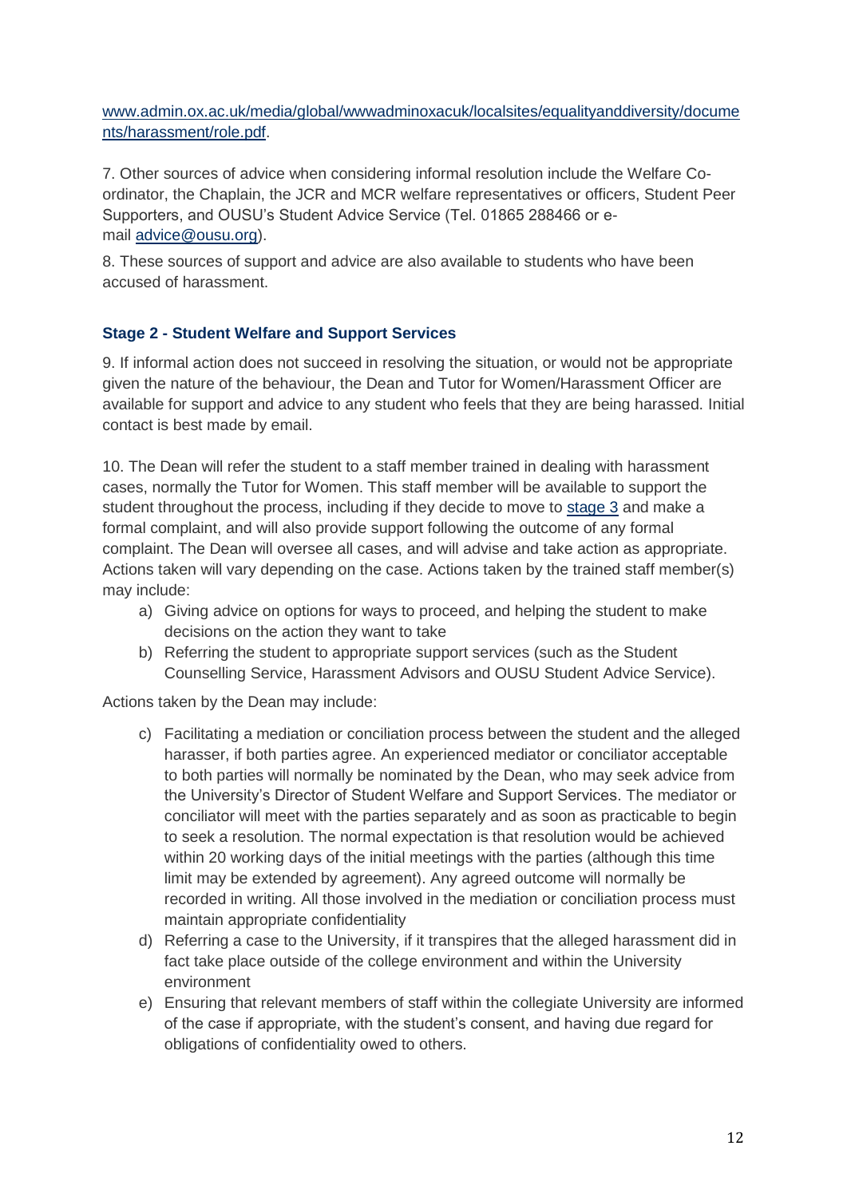[www.admin.ox.ac.uk/media/global/wwwadminoxacuk/localsites/equalityanddiversity/documents/harassment/role.pdf](www.admin.ox.ac.uk/media/global/wwwadminoxacuk/localsites/equalityanddiversity/documents/harassment/role.pdf).

7. Other sources of advice when considering informal resolution include the Welfare Co-ordinator, the Chaplain, the JCR and MCR welfare representatives or officers, Student Peer Supporters, and OUSU's Student Advice Service (Tel. 01865 288466 or e-mail [advice@ousu.org](mailto:advice@ousu.org)).

8. These sources of support and advice are also available to students who have been accused of harassment.

### Stage 2 - Student Welfare and Support Services

9. If informal action does not succeed in resolving the situation, or would not be appropriate given the nature of the behaviour, the Dean and Tutor for Women/Harassment Officer are available for support and advice to any student who feels that they are being harassed. Initial contact is best made by email.

10. The Dean will refer the student to a staff member trained in dealing with harassment cases, normally the Tutor for Women. This staff member will be available to support the student throughout the process, including if they decide to move to stage 3 and make a formal complaint, and will also provide support following the outcome of any formal complaint. The Dean will oversee all cases, and will advise and take action as appropriate. Actions taken will vary depending on the case. Actions taken by the trained staff member(s) may include:

a) Giving advice on options for ways to proceed, and helping the student to make decisions on the action they want to take
b) Referring the student to appropriate support services (such as the Student Counselling Service, Harassment Advisors and OUSU Student Advice Service).

Actions taken by the Dean may include:

c) Facilitating a mediation or conciliation process between the student and the alleged harasser, if both parties agree. An experienced mediator or conciliator acceptable to both parties will normally be nominated by the Dean, who may seek advice from the University's Director of Student Welfare and Support Services. The mediator or conciliator will meet with the parties separately and as soon as practicable to begin to seek a resolution. The normal expectation is that resolution would be achieved within 20 working days of the initial meetings with the parties (although this time limit may be extended by agreement). Any agreed outcome will normally be recorded in writing. All those involved in the mediation or conciliation process must maintain appropriate confidentiality
d) Referring a case to the University, if it transpires that the alleged harassment did in fact take place outside of the college environment and within the University environment
e) Ensuring that relevant members of staff within the collegiate University are informed of the case if appropriate, with the student's consent, and having due regard for obligations of confidentiality owed to others.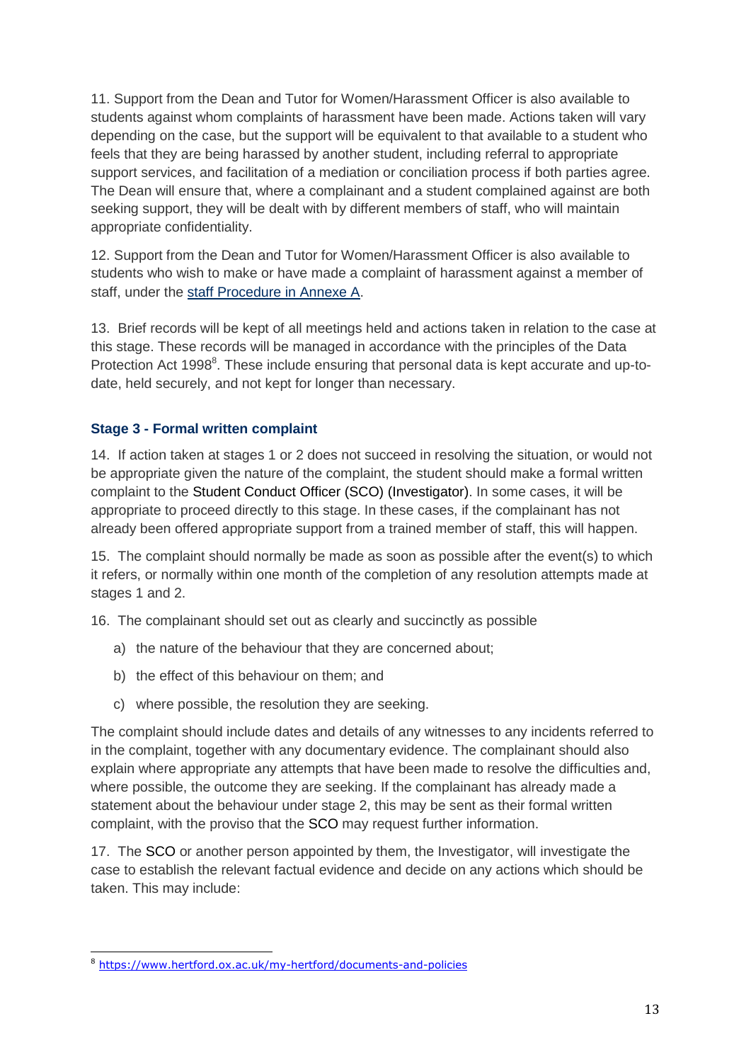11. Support from the Dean and Tutor for Women/Harassment Officer is also available to students against whom complaints of harassment have been made. Actions taken will vary depending on the case, but the support will be equivalent to that available to a student who feels that they are being harassed by another student, including referral to appropriate support services, and facilitation of a mediation or conciliation process if both parties agree. The Dean will ensure that, where a complainant and a student complained against are both seeking support, they will be dealt with by different members of staff, who will maintain appropriate confidentiality.

12. Support from the Dean and Tutor for Women/Harassment Officer is also available to students who wish to make or have made a complaint of harassment against a member of staff, under the [staff Procedure in Annexe A](#).

13. Brief records will be kept of all meetings held and actions taken in relation to the case at this stage. These records will be managed in accordance with the principles of the Data Protection Act 1998[8]. These include ensuring that personal data is kept accurate and up-to-date, held securely, and not kept for longer than necessary.

### Stage 3 - Formal written complaint

14. If action taken at stages 1 or 2 does not succeed in resolving the situation, or would not be appropriate given the nature of the complaint, the student should make a formal written complaint to the Student Conduct Officer (SCO) (Investigator). In some cases, it will be appropriate to proceed directly to this stage. In these cases, if the complainant has not already been offered appropriate support from a trained member of staff, this will happen.

15. The complaint should normally be made as soon as possible after the event(s) to which it refers, or normally within one month of the completion of any resolution attempts made at stages 1 and 2.

16. The complainant should set out as clearly and succinctly as possible

a) the nature of the behaviour that they are concerned about;

b) the effect of this behaviour on them; and

c) where possible, the resolution they are seeking.

The complaint should include dates and details of any witnesses to any incidents referred to in the complaint, together with any documentary evidence. The complainant should also explain where appropriate any attempts that have been made to resolve the difficulties and, where possible, the outcome they are seeking. If the complainant has already made a statement about the behaviour under stage 2, this may be sent as their formal written complaint, with the proviso that the SCO may request further information.

17. The SCO or another person appointed by them, the Investigator, will investigate the case to establish the relevant factual evidence and decide on any actions which should be taken. This may include:

---

[8] https://www.hertford.ox.ac.uk/my-hertford/documents-and-policies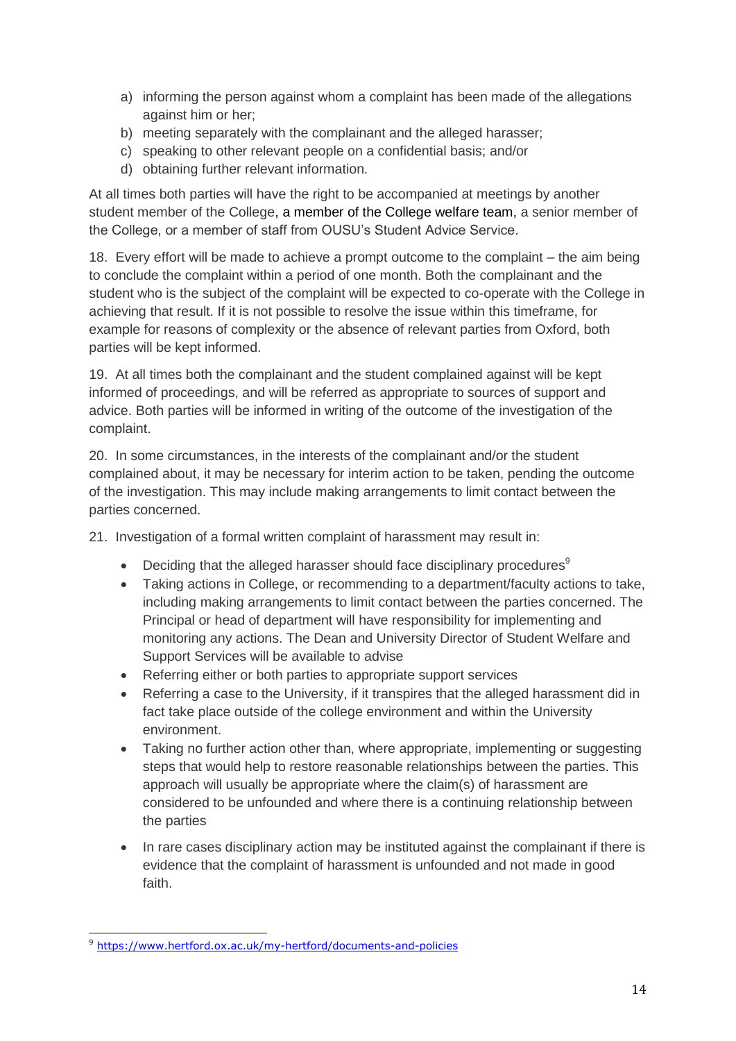a) informing the person against whom a complaint has been made of the allegations against him or her;
b) meeting separately with the complainant and the alleged harasser;
c) speaking to other relevant people on a confidential basis; and/or
d) obtaining further relevant information.

At all times both parties will have the right to be accompanied at meetings by another student member of the College, a member of the College welfare team, a senior member of the College, or a member of staff from OUSU's Student Advice Service.

18. Every effort will be made to achieve a prompt outcome to the complaint – the aim being to conclude the complaint within a period of one month. Both the complainant and the student who is the subject of the complaint will be expected to co-operate with the College in achieving that result. If it is not possible to resolve the issue within this timeframe, for example for reasons of complexity or the absence of relevant parties from Oxford, both parties will be kept informed.

19. At all times both the complainant and the student complained against will be kept informed of proceedings, and will be referred as appropriate to sources of support and advice. Both parties will be informed in writing of the outcome of the investigation of the complaint.

20. In some circumstances, in the interests of the complainant and/or the student complained about, it may be necessary for interim action to be taken, pending the outcome of the investigation. This may include making arrangements to limit contact between the parties concerned.

21. Investigation of a formal written complaint of harassment may result in:

- Deciding that the alleged harasser should face disciplinary procedures[9]
- Taking actions in College, or recommending to a department/faculty actions to take, including making arrangements to limit contact between the parties concerned. The Principal or head of department will have responsibility for implementing and monitoring any actions. The Dean and University Director of Student Welfare and Support Services will be available to advise
- Referring either or both parties to appropriate support services
- Referring a case to the University, if it transpires that the alleged harassment did in fact take place outside of the college environment and within the University environment.
- Taking no further action other than, where appropriate, implementing or suggesting steps that would help to restore reasonable relationships between the parties. This approach will usually be appropriate where the claim(s) of harassment are considered to be unfounded and where there is a continuing relationship between the parties
- In rare cases disciplinary action may be instituted against the complainant if there is evidence that the complaint of harassment is unfounded and not made in good faith.

---

[9] https://www.hertford.ox.ac.uk/my-hertford/documents-and-policies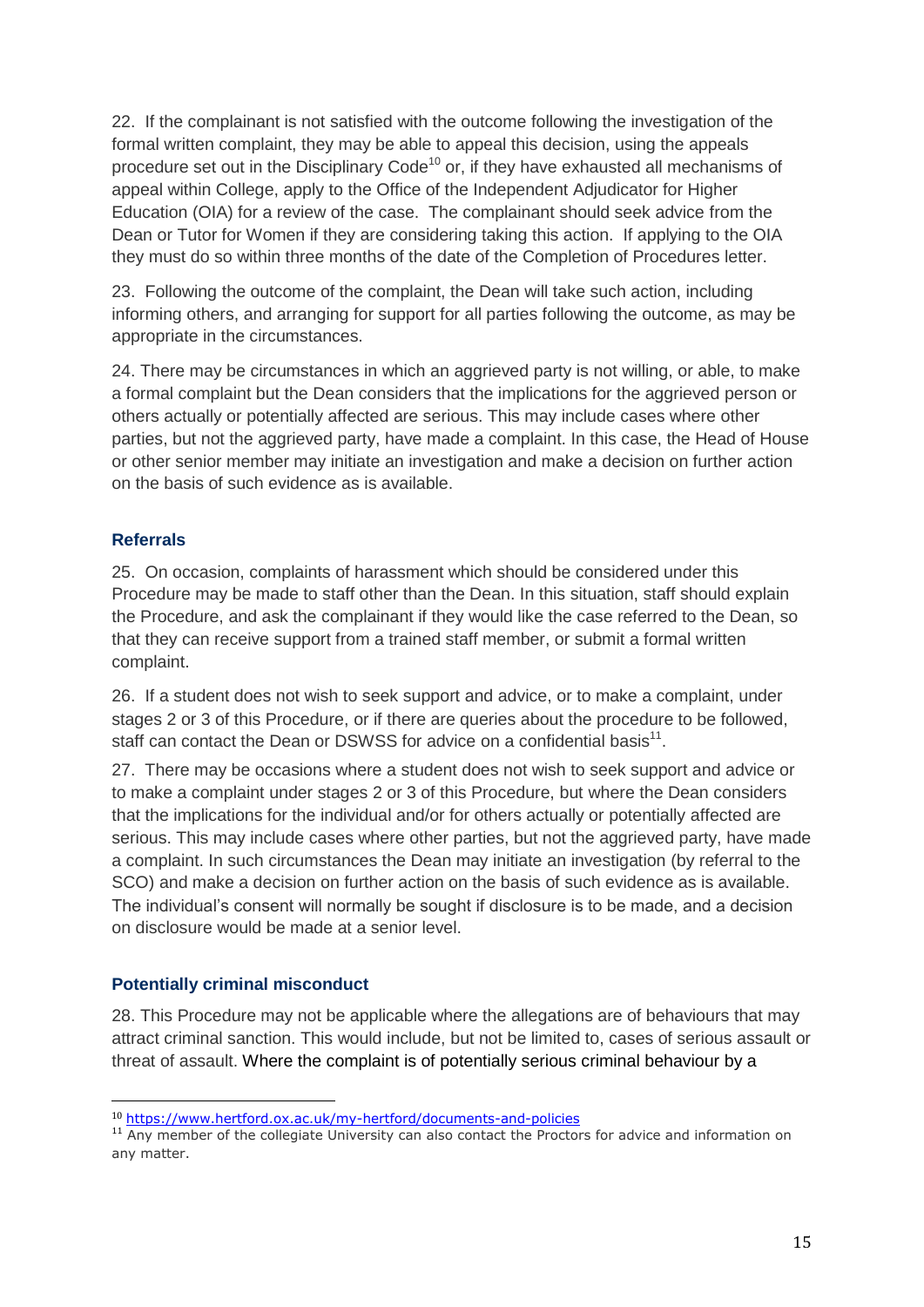22. If the complainant is not satisfied with the outcome following the investigation of the formal written complaint, they may be able to appeal this decision, using the appeals procedure set out in the Disciplinary Code[10] or, if they have exhausted all mechanisms of appeal within College, apply to the Office of the Independent Adjudicator for Higher Education (OIA) for a review of the case. The complainant should seek advice from the Dean or Tutor for Women if they are considering taking this action. If applying to the OIA they must do so within three months of the date of the Completion of Procedures letter.

23. Following the outcome of the complaint, the Dean will take such action, including informing others, and arranging for support for all parties following the outcome, as may be appropriate in the circumstances.

24. There may be circumstances in which an aggrieved party is not willing, or able, to make a formal complaint but the Dean considers that the implications for the aggrieved person or others actually or potentially affected are serious. This may include cases where other parties, but not the aggrieved party, have made a complaint. In this case, the Head of House or other senior member may initiate an investigation and make a decision on further action on the basis of such evidence as is available.

### Referrals

25. On occasion, complaints of harassment which should be considered under this Procedure may be made to staff other than the Dean. In this situation, staff should explain the Procedure, and ask the complainant if they would like the case referred to the Dean, so that they can receive support from a trained staff member, or submit a formal written complaint.

26. If a student does not wish to seek support and advice, or to make a complaint, under stages 2 or 3 of this Procedure, or if there are queries about the procedure to be followed, staff can contact the Dean or DSWSS for advice on a confidential basis[11].

27. There may be occasions where a student does not wish to seek support and advice or to make a complaint under stages 2 or 3 of this Procedure, but where the Dean considers that the implications for the individual and/or for others actually or potentially affected are serious. This may include cases where other parties, but not the aggrieved party, have made a complaint. In such circumstances the Dean may initiate an investigation (by referral to the SCO) and make a decision on further action on the basis of such evidence as is available. The individual's consent will normally be sought if disclosure is to be made, and a decision on disclosure would be made at a senior level.

### Potentially criminal misconduct

28. This Procedure may not be applicable where the allegations are of behaviours that may attract criminal sanction. This would include, but not be limited to, cases of serious assault or threat of assault. Where the complaint is of potentially serious criminal behaviour by a

---

[10] https://www.hertford.ox.ac.uk/my-hertford/documents-and-policies

[11] Any member of the collegiate University can also contact the Proctors for advice and information on any matter.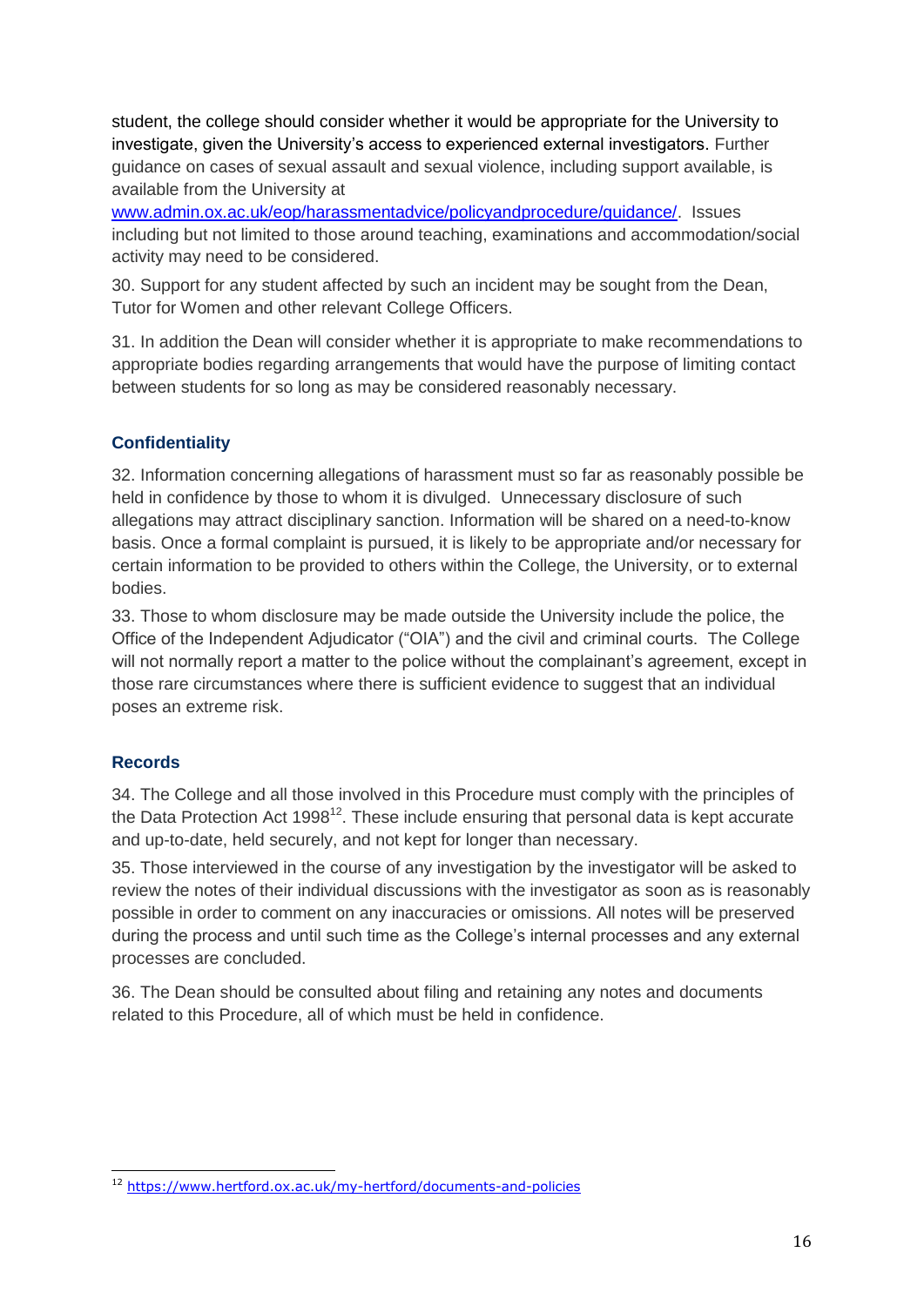student, the college should consider whether it would be appropriate for the University to investigate, given the University's access to experienced external investigators. Further guidance on cases of sexual assault and sexual violence, including support available, is available from the University at [www.admin.ox.ac.uk/eop/harassmentadvice/policyandprocedure/guidance/](www.admin.ox.ac.uk/eop/harassmentadvice/policyandprocedure/guidance/). Issues including but not limited to those around teaching, examinations and accommodation/social activity may need to be considered.

30. Support for any student affected by such an incident may be sought from the Dean, Tutor for Women and other relevant College Officers.

31. In addition the Dean will consider whether it is appropriate to make recommendations to appropriate bodies regarding arrangements that would have the purpose of limiting contact between students for so long as may be considered reasonably necessary.

### Confidentiality

32. Information concerning allegations of harassment must so far as reasonably possible be held in confidence by those to whom it is divulged. Unnecessary disclosure of such allegations may attract disciplinary sanction. Information will be shared on a need-to-know basis. Once a formal complaint is pursued, it is likely to be appropriate and/or necessary for certain information to be provided to others within the College, the University, or to external bodies.

33. Those to whom disclosure may be made outside the University include the police, the Office of the Independent Adjudicator ("OIA") and the civil and criminal courts. The College will not normally report a matter to the police without the complainant's agreement, except in those rare circumstances where there is sufficient evidence to suggest that an individual poses an extreme risk.

### Records

34. The College and all those involved in this Procedure must comply with the principles of the Data Protection Act 1998[12]. These include ensuring that personal data is kept accurate and up-to-date, held securely, and not kept for longer than necessary.

35. Those interviewed in the course of any investigation by the investigator will be asked to review the notes of their individual discussions with the investigator as soon as is reasonably possible in order to comment on any inaccuracies or omissions. All notes will be preserved during the process and until such time as the College's internal processes and any external processes are concluded.

36. The Dean should be consulted about filing and retaining any notes and documents related to this Procedure, all of which must be held in confidence.

---

[12] <https://www.hertford.ox.ac.uk/my-hertford/documents-and-policies>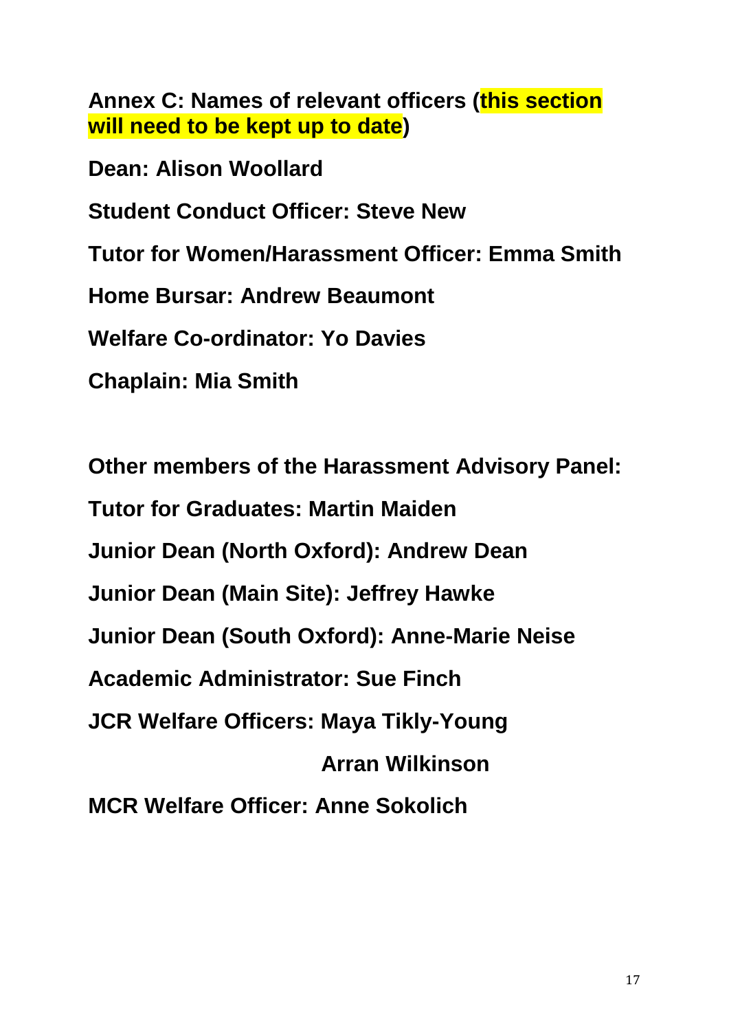## Annex C: Names of relevant officers (this section will need to be kept up to date)

**Dean: Alison Woollard**

**Student Conduct Officer: Steve New**

**Tutor for Women/Harassment Officer: Emma Smith**

**Home Bursar: Andrew Beaumont**

**Welfare Co-ordinator: Yo Davies**

**Chaplain: Mia Smith**

**Other members of the Harassment Advisory Panel:**

**Tutor for Graduates: Martin Maiden**

**Junior Dean (North Oxford): Andrew Dean**

**Junior Dean (Main Site): Jeffrey Hawke**

**Junior Dean (South Oxford): Anne-Marie Neise**

**Academic Administrator: Sue Finch**

**JCR Welfare Officers: Maya Tikly-Young**
**Arran Wilkinson**

**MCR Welfare Officer: Anne Sokolich**